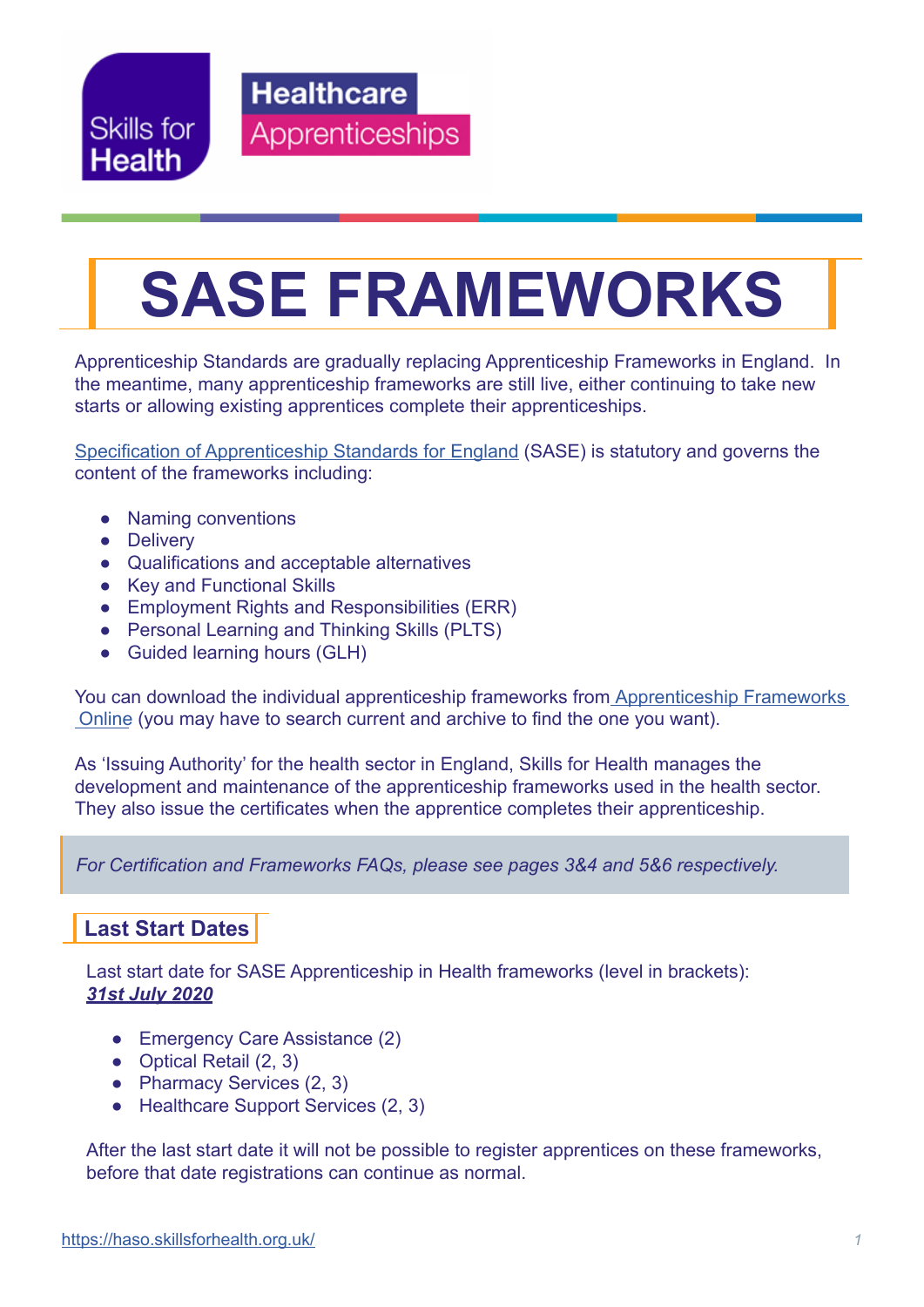Skills for Health

Healthcare Apprenticeships

# SASE FRAMEWORKS

Apprenticeship Standards are gradually replacing Apprenticeship Frameworks in England. In the meantime, many apprenticeship frameworks are still live, either continuing to take new starts or allowing existing apprentices complete their apprenticeships.

[Specification of Apprenticeship Standards for England](#) (SASE) is statutory and governs the content of the frameworks including:

- Naming conventions
- Delivery
- Qualifications and acceptable alternatives
- Key and Functional Skills
- Employment Rights and Responsibilities (ERR)
- Personal Learning and Thinking Skills (PLTS)
- Guided learning hours (GLH)

You can download the individual apprenticeship frameworks from [Apprenticeship Frameworks Online](#) (you may have to search current and archive to find the one you want).

As 'Issuing Authority' for the health sector in England, Skills for Health manages the development and maintenance of the apprenticeship frameworks used in the health sector. They also issue the certificates when the apprentice completes their apprenticeship.

*For Certification and Frameworks FAQs, please see pages 3&4 and 5&6 respectively.*

## Last Start Dates

Last start date for SASE Apprenticeship in Health frameworks (level in brackets): ***31st July 2020***

- Emergency Care Assistance (2)
- Optical Retail (2, 3)
- Pharmacy Services (2, 3)
- Healthcare Support Services (2, 3)

After the last start date it will not be possible to register apprentices on these frameworks, before that date registrations can continue as normal.

https://haso.skillsforhealth.org.uk/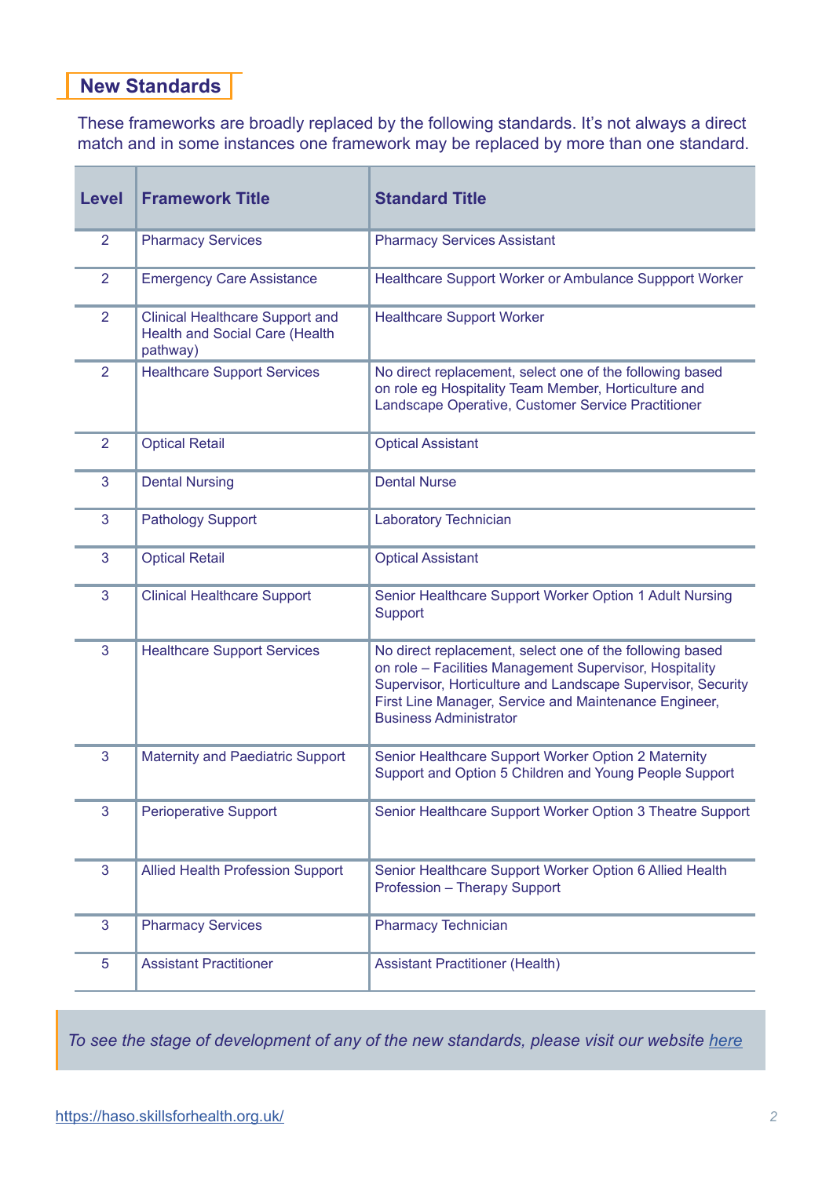## New Standards

These frameworks are broadly replaced by the following standards. It's not always a direct match and in some instances one framework may be replaced by more than one standard.

| Level | Framework Title | Standard Title |
|---|---|---|
| 2 | Pharmacy Services | Pharmacy Services Assistant |
| 2 | Emergency Care Assistance | Healthcare Support Worker or Ambulance Suppport Worker |
| 2 | Clinical Healthcare Support and Health and Social Care (Health pathway) | Healthcare Support Worker |
| 2 | Healthcare Support Services | No direct replacement, select one of the following based on role eg Hospitality Team Member, Horticulture and Landscape Operative, Customer Service Practitioner |
| 2 | Optical Retail | Optical Assistant |
| 3 | Dental Nursing | Dental Nurse |
| 3 | Pathology Support | Laboratory Technician |
| 3 | Optical Retail | Optical Assistant |
| 3 | Clinical Healthcare Support | Senior Healthcare Support Worker Option 1 Adult Nursing Support |
| 3 | Healthcare Support Services | No direct replacement, select one of the following based on role – Facilities Management Supervisor, Hospitality Supervisor, Horticulture and Landscape Supervisor, Security First Line Manager, Service and Maintenance Engineer, Business Administrator |
| 3 | Maternity and Paediatric Support | Senior Healthcare Support Worker Option 2 Maternity Support and Option 5 Children and Young People Support |
| 3 | Perioperative Support | Senior Healthcare Support Worker Option 3 Theatre Support |
| 3 | Allied Health Profession Support | Senior Healthcare Support Worker Option 6 Allied Health Profession – Therapy Support |
| 3 | Pharmacy Services | Pharmacy Technician |
| 5 | Assistant Practitioner | Assistant Practitioner (Health) |

*To see the stage of development of any of the new standards, please visit our website here*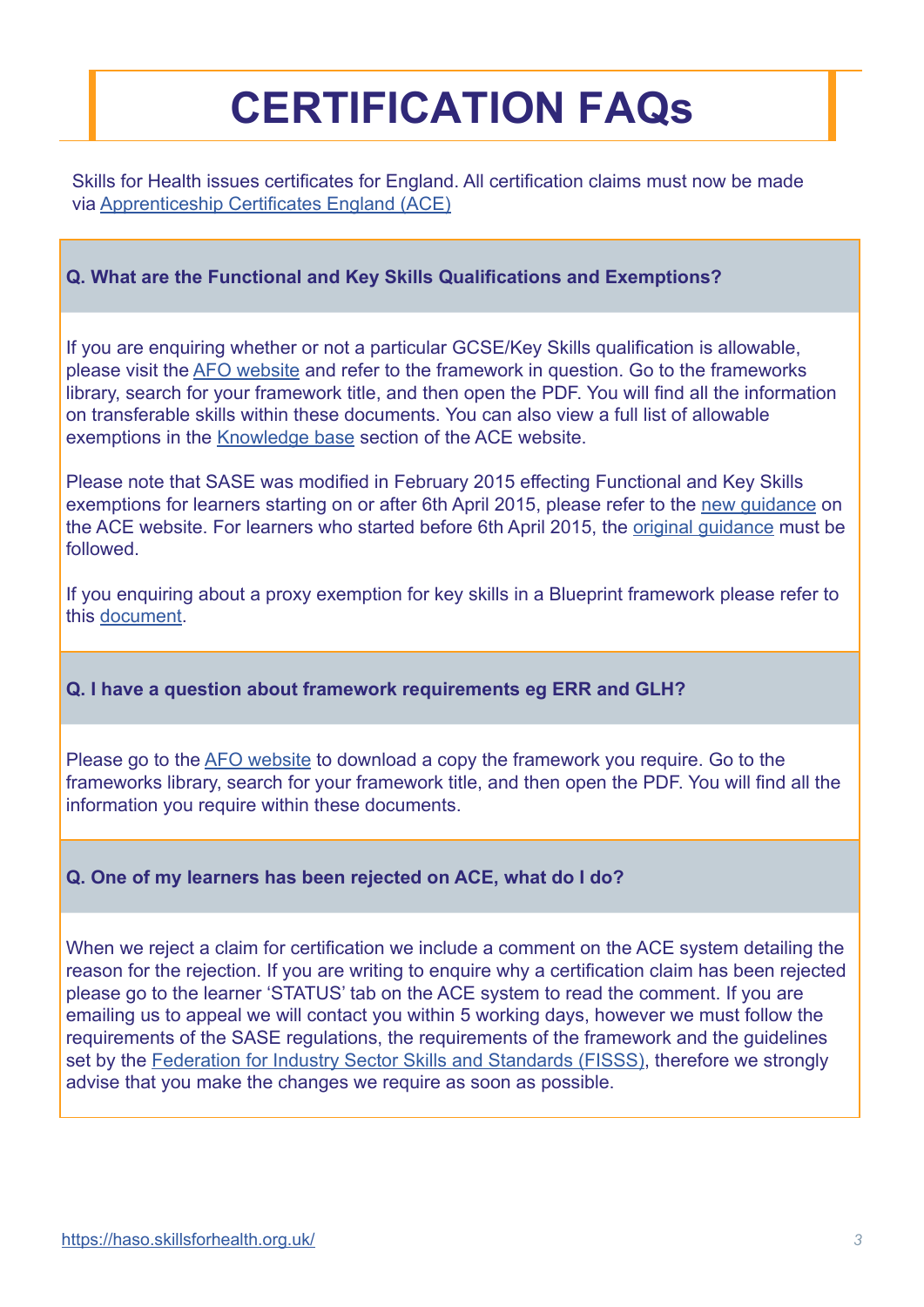# CERTIFICATION FAQs

Skills for Health issues certificates for England. All certification claims must now be made via Apprenticeship Certificates England (ACE)

**Q. What are the Functional and Key Skills Qualifications and Exemptions?**

If you are enquiring whether or not a particular GCSE/Key Skills qualification is allowable, please visit the AFO website and refer to the framework in question. Go to the frameworks library, search for your framework title, and then open the PDF. You will find all the information on transferable skills within these documents. You can also view a full list of allowable exemptions in the Knowledge base section of the ACE website.

Please note that SASE was modified in February 2015 effecting Functional and Key Skills exemptions for learners starting on or after 6th April 2015, please refer to the new guidance on the ACE website. For learners who started before 6th April 2015, the original guidance must be followed.

If you enquiring about a proxy exemption for key skills in a Blueprint framework please refer to this document.

**Q. I have a question about framework requirements eg ERR and GLH?**

Please go to the AFO website to download a copy the framework you require. Go to the frameworks library, search for your framework title, and then open the PDF. You will find all the information you require within these documents.

**Q. One of my learners has been rejected on ACE, what do I do?**

When we reject a claim for certification we include a comment on the ACE system detailing the reason for the rejection. If you are writing to enquire why a certification claim has been rejected please go to the learner 'STATUS' tab on the ACE system to read the comment. If you are emailing us to appeal we will contact you within 5 working days, however we must follow the requirements of the SASE regulations, the requirements of the framework and the guidelines set by the Federation for Industry Sector Skills and Standards (FISSS), therefore we strongly advise that you make the changes we require as soon as possible.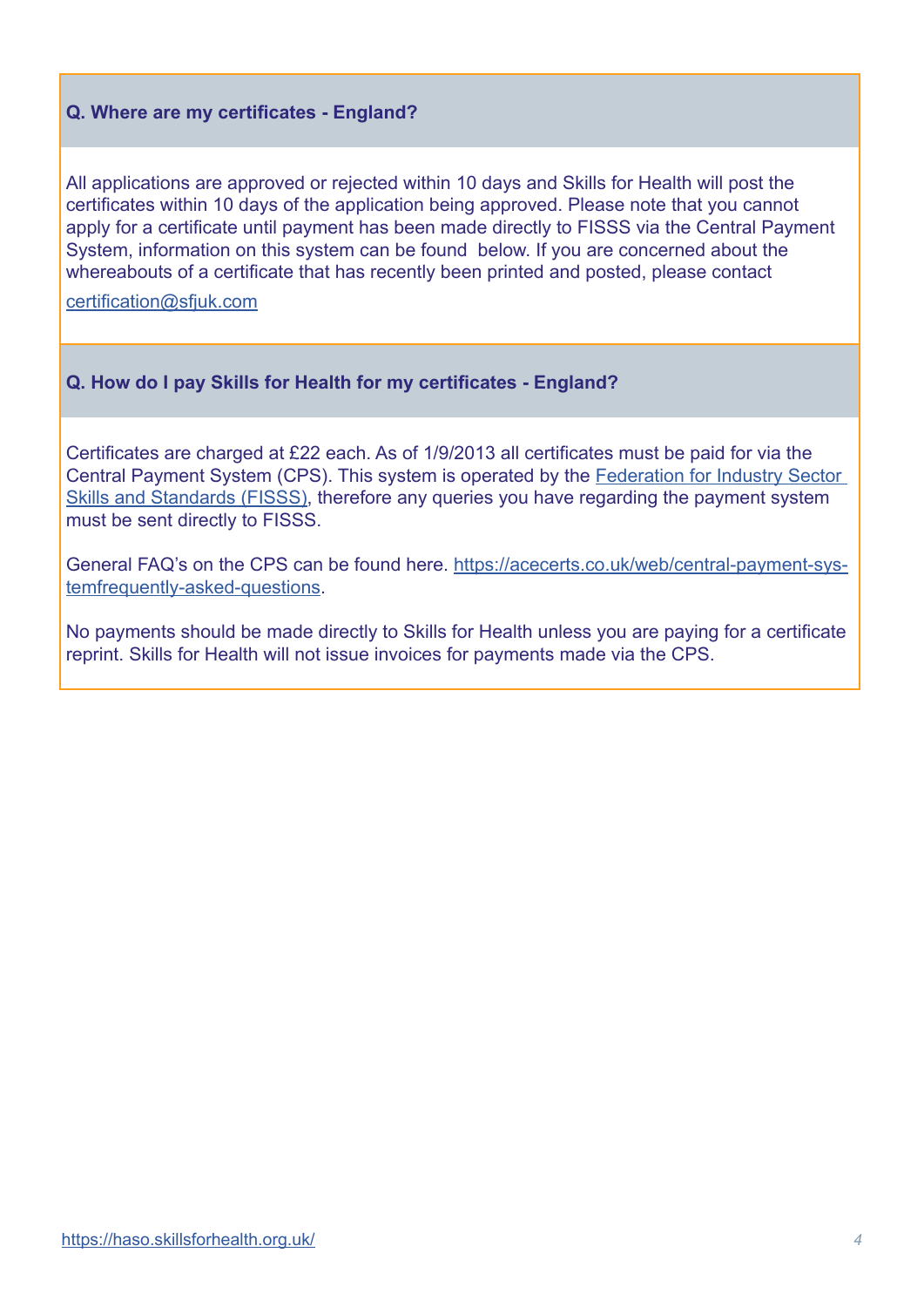### Q. Where are my certificates - England?

All applications are approved or rejected within 10 days and Skills for Health will post the certificates within 10 days of the application being approved. Please note that you cannot apply for a certificate until payment has been made directly to FISSS via the Central Payment System, information on this system can be found below. If you are concerned about the whereabouts of a certificate that has recently been printed and posted, please contact

certification@sfjuk.com

### Q. How do I pay Skills for Health for my certificates - England?

Certificates are charged at £22 each. As of 1/9/2013 all certificates must be paid for via the Central Payment System (CPS). This system is operated by the Federation for Industry Sector Skills and Standards (FISSS), therefore any queries you have regarding the payment system must be sent directly to FISSS.

General FAQ's on the CPS can be found here. https://acecerts.co.uk/web/central-payment-systemfrequently-asked-questions.

No payments should be made directly to Skills for Health unless you are paying for a certificate reprint. Skills for Health will not issue invoices for payments made via the CPS.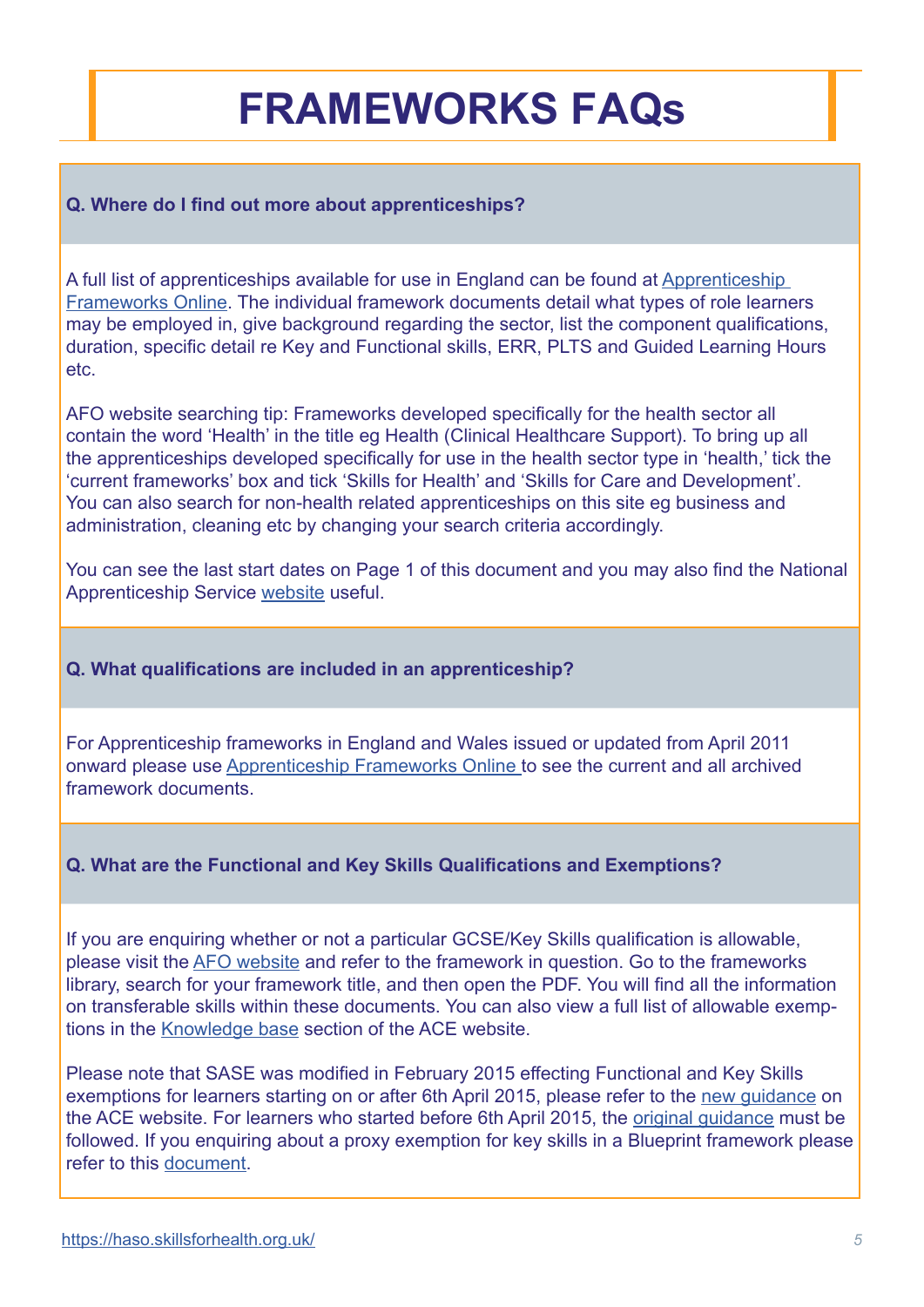# FRAMEWORKS FAQs

**Q. Where do I find out more about apprenticeships?**

A full list of apprenticeships available for use in England can be found at Apprenticeship Frameworks Online. The individual framework documents detail what types of role learners may be employed in, give background regarding the sector, list the component qualifications, duration, specific detail re Key and Functional skills, ERR, PLTS and Guided Learning Hours etc.

AFO website searching tip: Frameworks developed specifically for the health sector all contain the word 'Health' in the title eg Health (Clinical Healthcare Support). To bring up all the apprenticeships developed specifically for use in the health sector type in 'health,' tick the 'current frameworks' box and tick 'Skills for Health' and 'Skills for Care and Development'. You can also search for non-health related apprenticeships on this site eg business and administration, cleaning etc by changing your search criteria accordingly.

You can see the last start dates on Page 1 of this document and you may also find the National Apprenticeship Service website useful.

**Q. What qualifications are included in an apprenticeship?**

For Apprenticeship frameworks in England and Wales issued or updated from April 2011 onward please use Apprenticeship Frameworks Online to see the current and all archived framework documents.

**Q. What are the Functional and Key Skills Qualifications and Exemptions?**

If you are enquiring whether or not a particular GCSE/Key Skills qualification is allowable, please visit the AFO website and refer to the framework in question. Go to the frameworks library, search for your framework title, and then open the PDF. You will find all the information on transferable skills within these documents. You can also view a full list of allowable exemptions in the Knowledge base section of the ACE website.

Please note that SASE was modified in February 2015 effecting Functional and Key Skills exemptions for learners starting on or after 6th April 2015, please refer to the new guidance on the ACE website. For learners who started before 6th April 2015, the original guidance must be followed. If you enquiring about a proxy exemption for key skills in a Blueprint framework please refer to this document.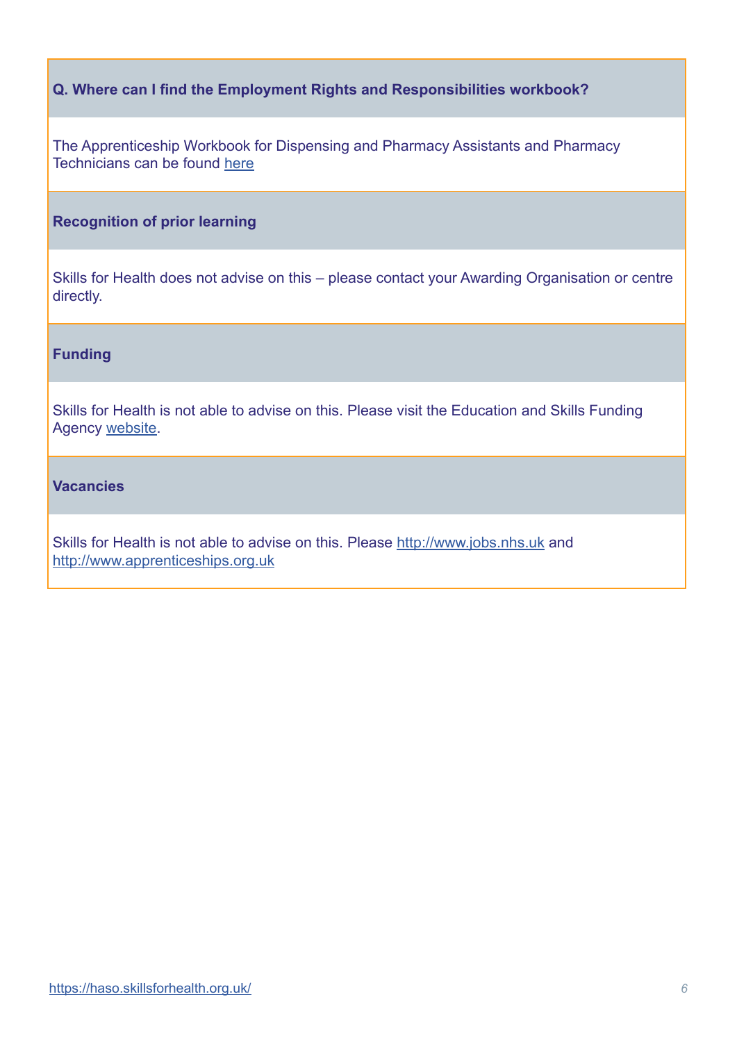**Q. Where can I find the Employment Rights and Responsibilities workbook?**

The Apprenticeship Workbook for Dispensing and Pharmacy Assistants and Pharmacy Technicians can be found here

**Recognition of prior learning**

Skills for Health does not advise on this – please contact your Awarding Organisation or centre directly.

**Funding**

Skills for Health is not able to advise on this. Please visit the Education and Skills Funding Agency website.

**Vacancies**

Skills for Health is not able to advise on this. Please http://www.jobs.nhs.uk and http://www.apprenticeships.org.uk

https://haso.skillsforhealth.org.uk/